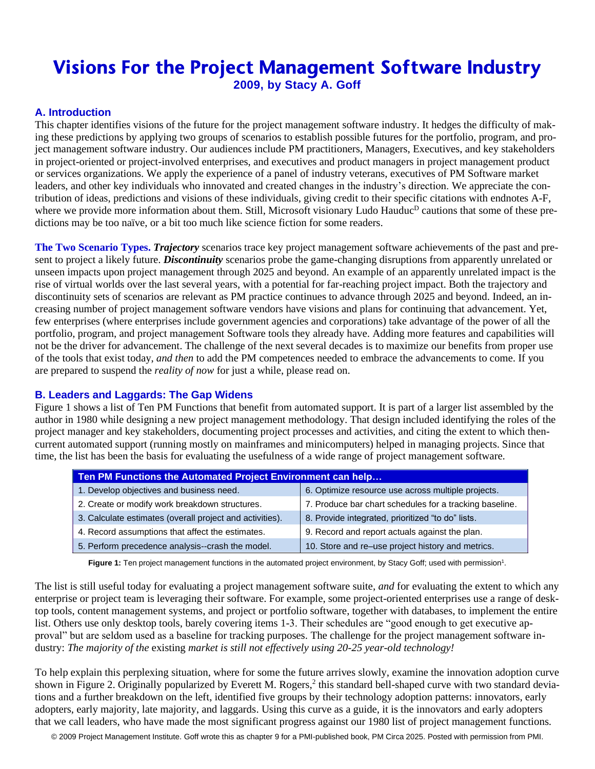# Visions For the Project Management Software Industry

**2009, by Stacy A. Goff**

## A. Introduction

This chapter identifies visions of the future for the project management software industry. It hedges the difficulty of making these predictions by applying two groups of scenarios to establish possible futures for the portfolio, program, and project management software industry. Our audiences include PM practitioners, Managers, Executives, and key stakeholders in project-oriented or project-involved enterprises, and executives and product managers in project management product or services organizations. We apply the experience of a panel of industry veterans, executives of PM Software market leaders, and other key individuals who innovated and created changes in the industry's direction. We appreciate the contribution of ideas, predictions and visions of these individuals, giving credit to their specific citations with endnotes A-F, where we provide more information about them. Still, Microsoft visionary Ludo Hauduc[D] cautions that some of these predictions may be too naïve, or a bit too much like science fiction for some readers.

**The Two Scenario Types.** ***Trajectory*** scenarios trace key project management software achievements of the past and present to project a likely future. ***Discontinuity*** scenarios probe the game-changing disruptions from apparently unrelated or unseen impacts upon project management through 2025 and beyond. An example of an apparently unrelated impact is the rise of virtual worlds over the last several years, with a potential for far-reaching project impact. Both the trajectory and discontinuity sets of scenarios are relevant as PM practice continues to advance through 2025 and beyond. Indeed, an increasing number of project management software vendors have visions and plans for continuing that advancement. Yet, few enterprises (where enterprises include government agencies and corporations) take advantage of the power of all the portfolio, program, and project management Software tools they already have. Adding more features and capabilities will not be the driver for advancement. The challenge of the next several decades is to maximize our benefits from proper use of the tools that exist today, *and then* to add the PM competences needed to embrace the advancements to come. If you are prepared to suspend the *reality of now* for just a while, please read on.

## B. Leaders and Laggards: The Gap Widens

Figure 1 shows a list of Ten PM Functions that benefit from automated support. It is part of a larger list assembled by the author in 1980 while designing a new project management methodology. That design included identifying the roles of the project manager and key stakeholders, documenting project processes and activities, and citing the extent to which then-current automated support (running mostly on mainframes and minicomputers) helped in managing projects. Since that time, the list has been the basis for evaluating the usefulness of a wide range of project management software.

| Ten PM Functions the Automated Project Environment can help… | |
|---|---|
| 1. Develop objectives and business need. | 6. Optimize resource use across multiple projects. |
| 2. Create or modify work breakdown structures. | 7. Produce bar chart schedules for a tracking baseline. |
| 3. Calculate estimates (overall project and activities). | 8. Provide integrated, prioritized "to do" lists. |
| 4. Record assumptions that affect the estimates. | 9. Record and report actuals against the plan. |
| 5. Perform precedence analysis--crash the model. | 10. Store and re–use project history and metrics. |

**Figure 1:** Ten project management functions in the automated project environment, by Stacy Goff; used with permission[1].

The list is still useful today for evaluating a project management software suite, *and* for evaluating the extent to which any enterprise or project team is leveraging their software. For example, some project-oriented enterprises use a range of desktop tools, content management systems, and project or portfolio software, together with databases, to implement the entire list. Others use only desktop tools, barely covering items 1-3. Their schedules are "good enough to get executive approval" but are seldom used as a baseline for tracking purposes. The challenge for the project management software industry: *The majority of the* existing *market is still not effectively using 20-25 year-old technology!*

To help explain this perplexing situation, where for some the future arrives slowly, examine the innovation adoption curve shown in Figure 2. Originally popularized by Everett M. Rogers,[2] this standard bell-shaped curve with two standard deviations and a further breakdown on the left, identified five groups by their technology adoption patterns: innovators, early adopters, early majority, late majority, and laggards. Using this curve as a guide, it is the innovators and early adopters that we call leaders, who have made the most significant progress against our 1980 list of project management functions.

© 2009 Project Management Institute. Goff wrote this as chapter 9 for a PMI-published book, PM Circa 2025. Posted with permission from PMI.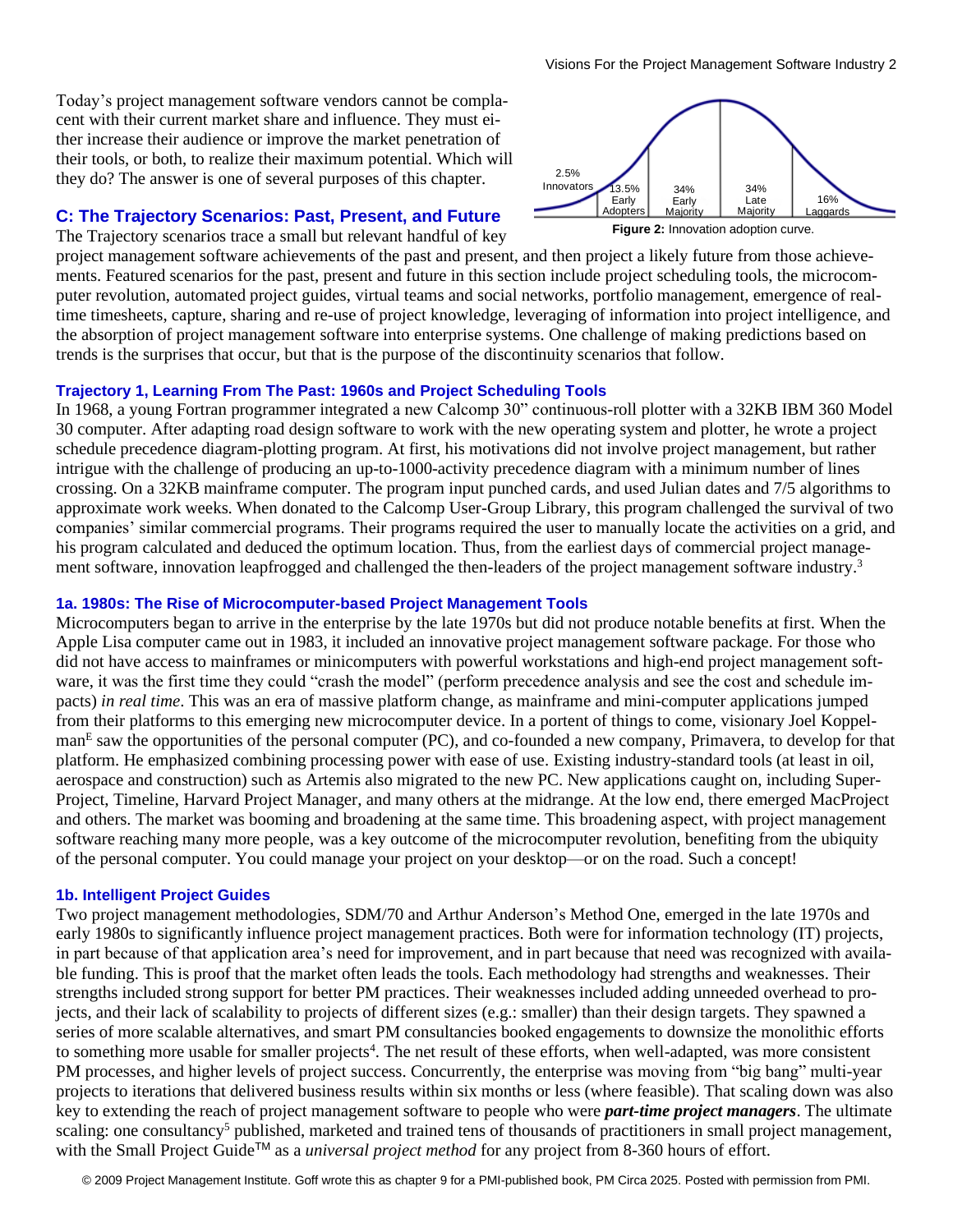Today's project management software vendors cannot be complacent with their current market share and influence. They must either increase their audience or improve the market penetration of their tools, or both, to realize their maximum potential. Which will they do? The answer is one of several purposes of this chapter.

2.5% Innovators | 13.5% Early Adopters | 34% Early Majority | 34% Late Majority | 16% Laggards

**Figure 2:** Innovation adoption curve.

## C: The Trajectory Scenarios: Past, Present, and Future

The Trajectory scenarios trace a small but relevant handful of key project management software achievements of the past and present, and then project a likely future from those achievements. Featured scenarios for the past, present and future in this section include project scheduling tools, the microcomputer revolution, automated project guides, virtual teams and social networks, portfolio management, emergence of real-time timesheets, capture, sharing and re-use of project knowledge, leveraging of information into project intelligence, and the absorption of project management software into enterprise systems. One challenge of making predictions based on trends is the surprises that occur, but that is the purpose of the discontinuity scenarios that follow.

### Trajectory 1, Learning From The Past: 1960s and Project Scheduling Tools

In 1968, a young Fortran programmer integrated a new Calcomp 30" continuous-roll plotter with a 32KB IBM 360 Model 30 computer. After adapting road design software to work with the new operating system and plotter, he wrote a project schedule precedence diagram-plotting program. At first, his motivations did not involve project management, but rather intrigue with the challenge of producing an up-to-1000-activity precedence diagram with a minimum number of lines crossing. On a 32KB mainframe computer. The program input punched cards, and used Julian dates and 7/5 algorithms to approximate work weeks. When donated to the Calcomp User-Group Library, this program challenged the survival of two companies' similar commercial programs. Their programs required the user to manually locate the activities on a grid, and his program calculated and deduced the optimum location. Thus, from the earliest days of commercial project management software, innovation leapfrogged and challenged the then-leaders of the project management software industry.[3]

### 1a. 1980s: The Rise of Microcomputer-based Project Management Tools

Microcomputers began to arrive in the enterprise by the late 1970s but did not produce notable benefits at first. When the Apple Lisa computer came out in 1983, it included an innovative project management software package. For those who did not have access to mainframes or minicomputers with powerful workstations and high-end project management software, it was the first time they could "crash the model" (perform precedence analysis and see the cost and schedule impacts) *in real time*. This was an era of massive platform change, as mainframe and mini-computer applications jumped from their platforms to this emerging new microcomputer device. In a portent of things to come, visionary Joel Koppelman[E] saw the opportunities of the personal computer (PC), and co-founded a new company, Primavera, to develop for that platform. He emphasized combining processing power with ease of use. Existing industry-standard tools (at least in oil, aerospace and construction) such as Artemis also migrated to the new PC. New applications caught on, including SuperProject, Timeline, Harvard Project Manager, and many others at the midrange. At the low end, there emerged MacProject and others. The market was booming and broadening at the same time. This broadening aspect, with project management software reaching many more people, was a key outcome of the microcomputer revolution, benefiting from the ubiquity of the personal computer. You could manage your project on your desktop—or on the road. Such a concept!

### 1b. Intelligent Project Guides

Two project management methodologies, SDM/70 and Arthur Anderson's Method One, emerged in the late 1970s and early 1980s to significantly influence project management practices. Both were for information technology (IT) projects, in part because of that application area's need for improvement, and in part because that need was recognized with available funding. This is proof that the market often leads the tools. Each methodology had strengths and weaknesses. Their strengths included strong support for better PM practices. Their weaknesses included adding unneeded overhead to projects, and their lack of scalability to projects of different sizes (e.g.: smaller) than their design targets. They spawned a series of more scalable alternatives, and smart PM consultancies booked engagements to downsize the monolithic efforts to something more usable for smaller projects[4]. The net result of these efforts, when well-adapted, was more consistent PM processes, and higher levels of project success. Concurrently, the enterprise was moving from "big bang" multi-year projects to iterations that delivered business results within six months or less (where feasible). That scaling down was also key to extending the reach of project management software to people who were ***part-time project managers***. The ultimate scaling: one consultancy[5] published, marketed and trained tens of thousands of practitioners in small project management, with the Small Project Guide™ as a *universal project method* for any project from 8-360 hours of effort.

© 2009 Project Management Institute. Goff wrote this as chapter 9 for a PMI-published book, PM Circa 2025. Posted with permission from PMI.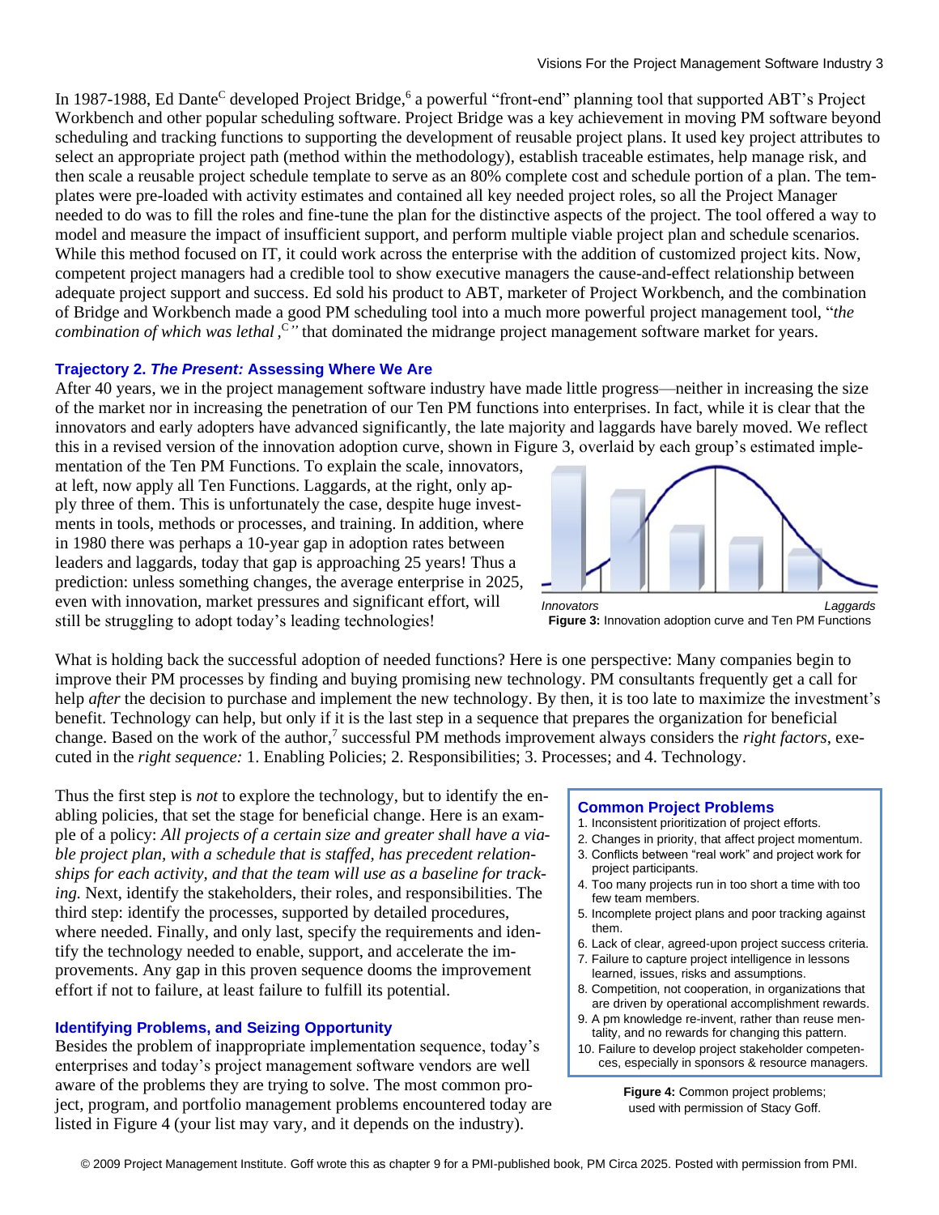In 1987-1988, Ed Dante[C] developed Project Bridge,[6] a powerful "front-end" planning tool that supported ABT's Project Workbench and other popular scheduling software. Project Bridge was a key achievement in moving PM software beyond scheduling and tracking functions to supporting the development of reusable project plans. It used key project attributes to select an appropriate project path (method within the methodology), establish traceable estimates, help manage risk, and then scale a reusable project schedule template to serve as an 80% complete cost and schedule portion of a plan. The templates were pre-loaded with activity estimates and contained all key needed project roles, so all the Project Manager needed to do was to fill the roles and fine-tune the plan for the distinctive aspects of the project. The tool offered a way to model and measure the impact of insufficient support, and perform multiple viable project plan and schedule scenarios. While this method focused on IT, it could work across the enterprise with the addition of customized project kits. Now, competent project managers had a credible tool to show executive managers the cause-and-effect relationship between adequate project support and success. Ed sold his product to ABT, marketer of Project Workbench, and the combination of Bridge and Workbench made a good PM scheduling tool into a much more powerful project management tool, "*the combination of which was lethal*,[C]" that dominated the midrange project management software market for years.

### Trajectory 2. *The Present:* Assessing Where We Are

After 40 years, we in the project management software industry have made little progress—neither in increasing the size of the market nor in increasing the penetration of our Ten PM functions into enterprises. In fact, while it is clear that the innovators and early adopters have advanced significantly, the late majority and laggards have barely moved. We reflect this in a revised version of the innovation adoption curve, shown in Figure 3, overlaid by each group's estimated implementation of the Ten PM Functions. To explain the scale, innovators, at left, now apply all Ten Functions. Laggards, at the right, only apply three of them. This is unfortunately the case, despite huge investments in tools, methods or processes, and training. In addition, where in 1980 there was perhaps a 10-year gap in adoption rates between leaders and laggards, today that gap is approaching 25 years! Thus a prediction: unless something changes, the average enterprise in 2025, even with innovation, market pressures and significant effort, will still be struggling to adopt today's leading technologies!

Innovators    Laggards

**Figure 3:** Innovation adoption curve and Ten PM Functions

What is holding back the successful adoption of needed functions? Here is one perspective: Many companies begin to improve their PM processes by finding and buying promising new technology. PM consultants frequently get a call for help *after* the decision to purchase and implement the new technology. By then, it is too late to maximize the investment's benefit. Technology can help, but only if it is the last step in a sequence that prepares the organization for beneficial change. Based on the work of the author,[7] successful PM methods improvement always considers the *right factors*, executed in the *right sequence:* 1. Enabling Policies; 2. Responsibilities; 3. Processes; and 4. Technology.

Thus the first step is *not* to explore the technology, but to identify the enabling policies, that set the stage for beneficial change. Here is an example of a policy: *All projects of a certain size and greater shall have a viable project plan, with a schedule that is staffed, has precedent relationships for each activity, and that the team will use as a baseline for tracking.* Next, identify the stakeholders, their roles, and responsibilities. The third step: identify the processes, supported by detailed procedures, where needed. Finally, and only last, specify the requirements and identify the technology needed to enable, support, and accelerate the improvements. Any gap in this proven sequence dooms the improvement effort if not to failure, at least failure to fulfill its potential.

### Identifying Problems, and Seizing Opportunity

Besides the problem of inappropriate implementation sequence, today's enterprises and today's project management software vendors are well aware of the problems they are trying to solve. The most common project, program, and portfolio management problems encountered today are listed in Figure 4 (your list may vary, and it depends on the industry).

**Common Project Problems**

1. Inconsistent prioritization of project efforts.
2. Changes in priority, that affect project momentum.
3. Conflicts between "real work" and project work for project participants.
4. Too many projects run in too short a time with too few team members.
5. Incomplete project plans and poor tracking against them.
6. Lack of clear, agreed-upon project success criteria.
7. Failure to capture project intelligence in lessons learned, issues, risks and assumptions.
8. Competition, not cooperation, in organizations that are driven by operational accomplishment rewards.
9. A pm knowledge re-invent, rather than reuse mentality, and no rewards for changing this pattern.
10. Failure to develop project stakeholder competences, especially in sponsors & resource managers.

**Figure 4:** Common project problems; used with permission of Stacy Goff.

© 2009 Project Management Institute. Goff wrote this as chapter 9 for a PMI-published book, PM Circa 2025. Posted with permission from PMI.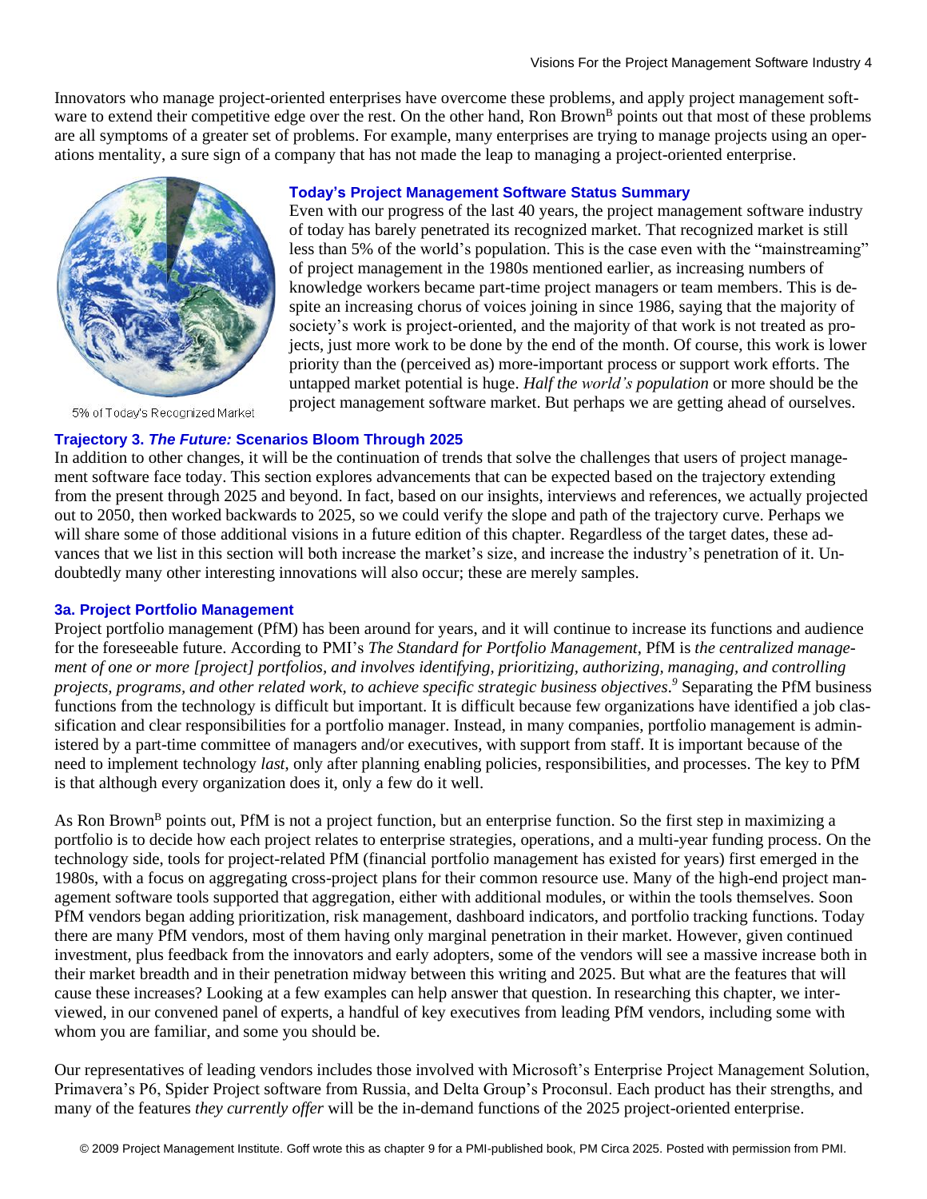Innovators who manage project-oriented enterprises have overcome these problems, and apply project management software to extend their competitive edge over the rest. On the other hand, Ron Brown[B] points out that most of these problems are all symptoms of a greater set of problems. For example, many enterprises are trying to manage projects using an operations mentality, a sure sign of a company that has not made the leap to managing a project-oriented enterprise.

5% of Today's Recognized Market

### Today's Project Management Software Status Summary

Even with our progress of the last 40 years, the project management software industry of today has barely penetrated its recognized market. That recognized market is still less than 5% of the world's population. This is the case even with the "mainstreaming" of project management in the 1980s mentioned earlier, as increasing numbers of knowledge workers became part-time project managers or team members. This is despite an increasing chorus of voices joining in since 1986, saying that the majority of society's work is project-oriented, and the majority of that work is not treated as projects, just more work to be done by the end of the month. Of course, this work is lower priority than the (perceived as) more-important process or support work efforts. The untapped market potential is huge. *Half the world's population* or more should be the project management software market. But perhaps we are getting ahead of ourselves.

### Trajectory 3. *The Future:* Scenarios Bloom Through 2025

In addition to other changes, it will be the continuation of trends that solve the challenges that users of project management software face today. This section explores advancements that can be expected based on the trajectory extending from the present through 2025 and beyond. In fact, based on our insights, interviews and references, we actually projected out to 2050, then worked backwards to 2025, so we could verify the slope and path of the trajectory curve. Perhaps we will share some of those additional visions in a future edition of this chapter. Regardless of the target dates, these advances that we list in this section will both increase the market's size, and increase the industry's penetration of it. Undoubtedly many other interesting innovations will also occur; these are merely samples.

### 3a. Project Portfolio Management

Project portfolio management (PfM) has been around for years, and it will continue to increase its functions and audience for the foreseeable future. According to PMI's *The Standard for Portfolio Management*, PfM is *the centralized management of one or more [project] portfolios, and involves identifying, prioritizing, authorizing, managing, and controlling projects, programs, and other related work, to achieve specific strategic business objectives*.[9] Separating the PfM business functions from the technology is difficult but important. It is difficult because few organizations have identified a job classification and clear responsibilities for a portfolio manager. Instead, in many companies, portfolio management is administered by a part-time committee of managers and/or executives, with support from staff. It is important because of the need to implement technology *last*, only after planning enabling policies, responsibilities, and processes. The key to PfM is that although every organization does it, only a few do it well.

As Ron Brown[B] points out, PfM is not a project function, but an enterprise function. So the first step in maximizing a portfolio is to decide how each project relates to enterprise strategies, operations, and a multi-year funding process. On the technology side, tools for project-related PfM (financial portfolio management has existed for years) first emerged in the 1980s, with a focus on aggregating cross-project plans for their common resource use. Many of the high-end project management software tools supported that aggregation, either with additional modules, or within the tools themselves. Soon PfM vendors began adding prioritization, risk management, dashboard indicators, and portfolio tracking functions. Today there are many PfM vendors, most of them having only marginal penetration in their market. However, given continued investment, plus feedback from the innovators and early adopters, some of the vendors will see a massive increase both in their market breadth and in their penetration midway between this writing and 2025. But what are the features that will cause these increases? Looking at a few examples can help answer that question. In researching this chapter, we interviewed, in our convened panel of experts, a handful of key executives from leading PfM vendors, including some with whom you are familiar, and some you should be.

Our representatives of leading vendors includes those involved with Microsoft's Enterprise Project Management Solution, Primavera's P6, Spider Project software from Russia, and Delta Group's Proconsul. Each product has their strengths, and many of the features *they currently offer* will be the in-demand functions of the 2025 project-oriented enterprise.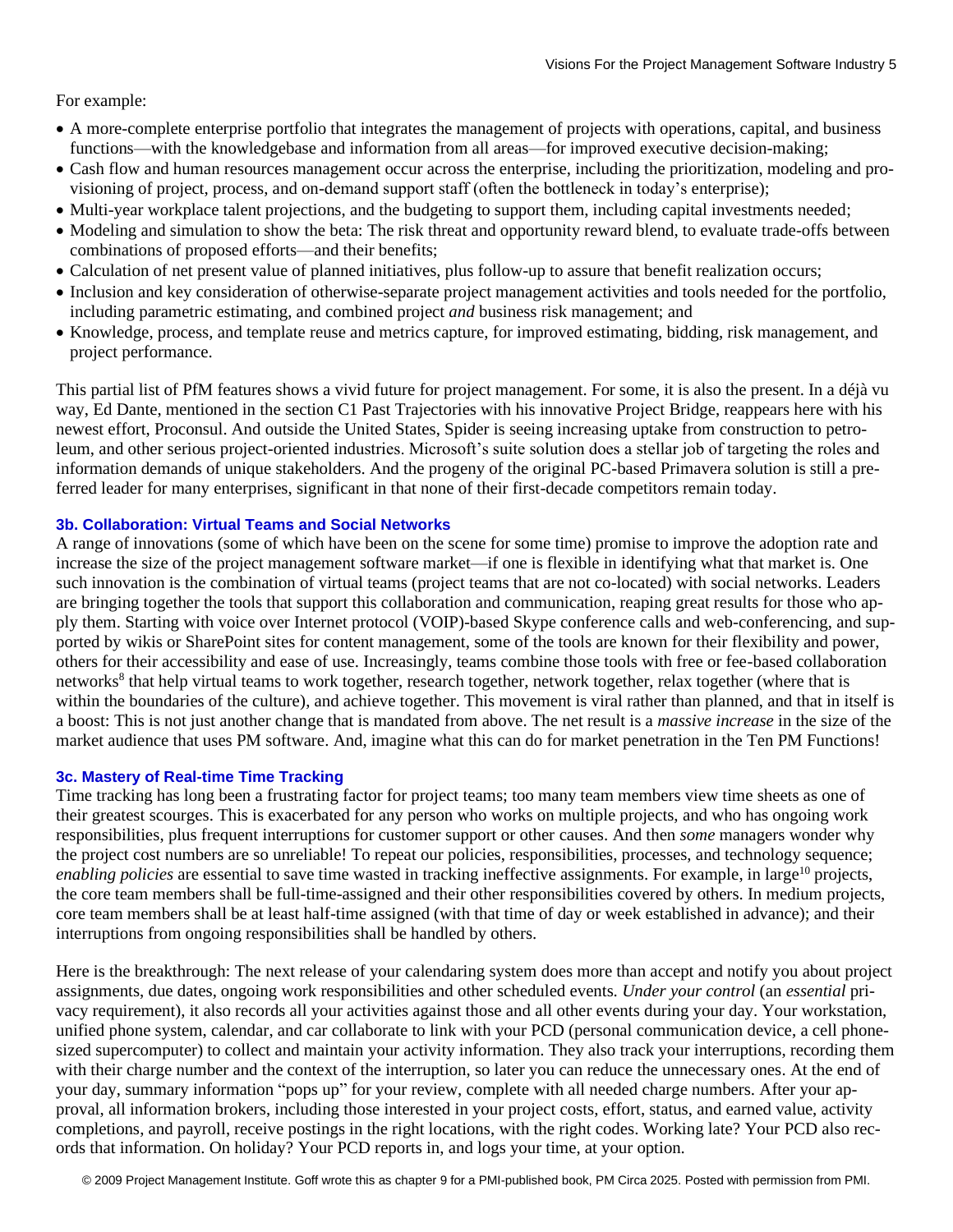For example:

- A more-complete enterprise portfolio that integrates the management of projects with operations, capital, and business functions—with the knowledgebase and information from all areas—for improved executive decision-making;
- Cash flow and human resources management occur across the enterprise, including the prioritization, modeling and provisioning of project, process, and on-demand support staff (often the bottleneck in today's enterprise);
- Multi-year workplace talent projections, and the budgeting to support them, including capital investments needed;
- Modeling and simulation to show the beta: The risk threat and opportunity reward blend, to evaluate trade-offs between combinations of proposed efforts—and their benefits;
- Calculation of net present value of planned initiatives, plus follow-up to assure that benefit realization occurs;
- Inclusion and key consideration of otherwise-separate project management activities and tools needed for the portfolio, including parametric estimating, and combined project *and* business risk management; and
- Knowledge, process, and template reuse and metrics capture, for improved estimating, bidding, risk management, and project performance.

This partial list of PfM features shows a vivid future for project management. For some, it is also the present. In a déjà vu way, Ed Dante, mentioned in the section C1 Past Trajectories with his innovative Project Bridge, reappears here with his newest effort, Proconsul. And outside the United States, Spider is seeing increasing uptake from construction to petroleum, and other serious project-oriented industries. Microsoft's suite solution does a stellar job of targeting the roles and information demands of unique stakeholders. And the progeny of the original PC-based Primavera solution is still a preferred leader for many enterprises, significant in that none of their first-decade competitors remain today.

### 3b. Collaboration: Virtual Teams and Social Networks

A range of innovations (some of which have been on the scene for some time) promise to improve the adoption rate and increase the size of the project management software market—if one is flexible in identifying what that market is. One such innovation is the combination of virtual teams (project teams that are not co-located) with social networks. Leaders are bringing together the tools that support this collaboration and communication, reaping great results for those who apply them. Starting with voice over Internet protocol (VOIP)-based Skype conference calls and web-conferencing, and supported by wikis or SharePoint sites for content management, some of the tools are known for their flexibility and power, others for their accessibility and ease of use. Increasingly, teams combine those tools with free or fee-based collaboration networks[8] that help virtual teams to work together, research together, network together, relax together (where that is within the boundaries of the culture), and achieve together. This movement is viral rather than planned, and that in itself is a boost: This is not just another change that is mandated from above. The net result is a *massive increase* in the size of the market audience that uses PM software. And, imagine what this can do for market penetration in the Ten PM Functions!

### 3c. Mastery of Real-time Time Tracking

Time tracking has long been a frustrating factor for project teams; too many team members view time sheets as one of their greatest scourges. This is exacerbated for any person who works on multiple projects, and who has ongoing work responsibilities, plus frequent interruptions for customer support or other causes. And then *some* managers wonder why the project cost numbers are so unreliable! To repeat our policies, responsibilities, processes, and technology sequence; *enabling policies* are essential to save time wasted in tracking ineffective assignments. For example, in large[10] projects, the core team members shall be full-time-assigned and their other responsibilities covered by others. In medium projects, core team members shall be at least half-time assigned (with that time of day or week established in advance); and their interruptions from ongoing responsibilities shall be handled by others.

Here is the breakthrough: The next release of your calendaring system does more than accept and notify you about project assignments, due dates, ongoing work responsibilities and other scheduled events. *Under your control* (an *essential* privacy requirement), it also records all your activities against those and all other events during your day. Your workstation, unified phone system, calendar, and car collaborate to link with your PCD (personal communication device, a cell phone-sized supercomputer) to collect and maintain your activity information. They also track your interruptions, recording them with their charge number and the context of the interruption, so later you can reduce the unnecessary ones. At the end of your day, summary information "pops up" for your review, complete with all needed charge numbers. After your approval, all information brokers, including those interested in your project costs, effort, status, and earned value, activity completions, and payroll, receive postings in the right locations, with the right codes. Working late? Your PCD also records that information. On holiday? Your PCD reports in, and logs your time, at your option.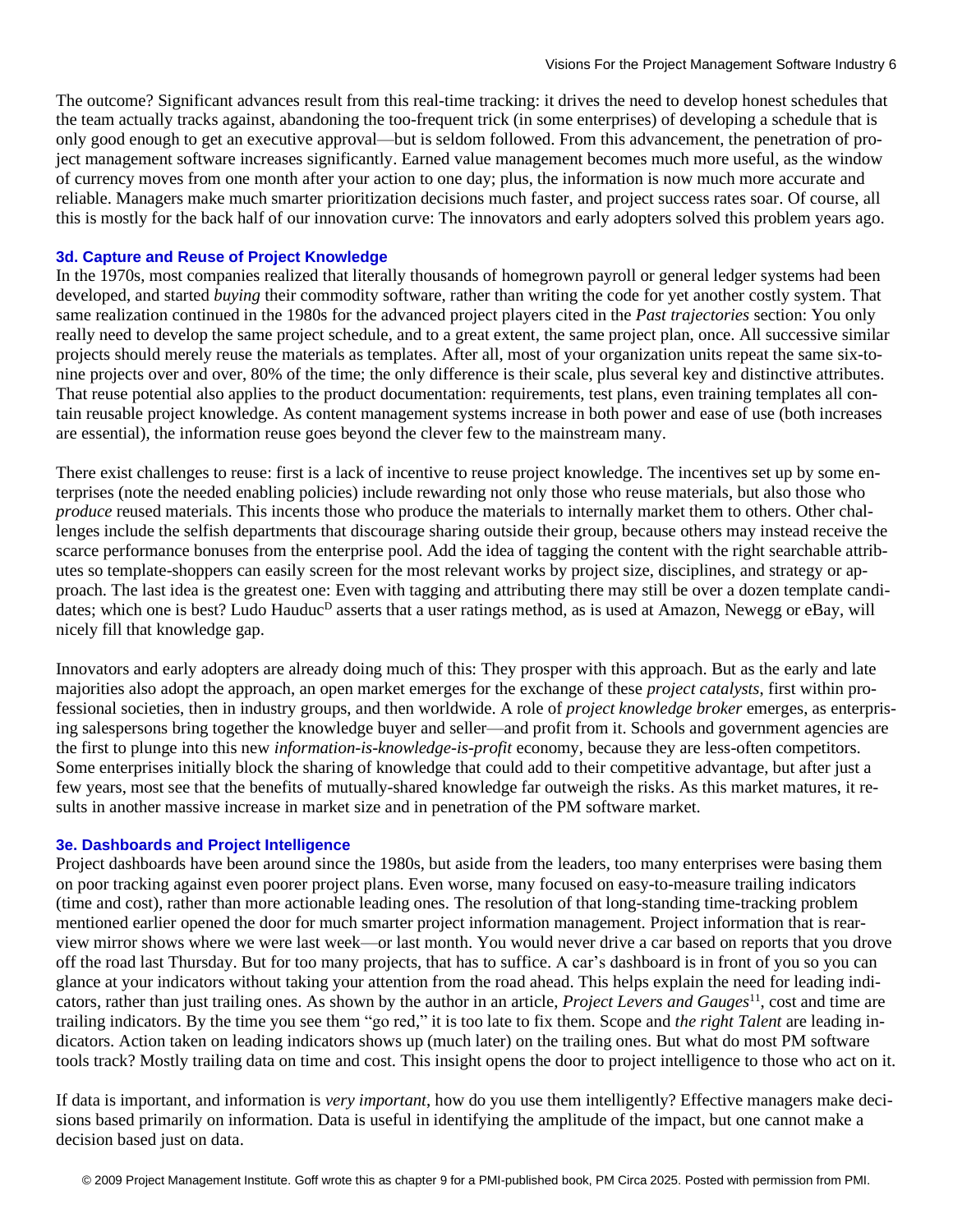The outcome? Significant advances result from this real-time tracking: it drives the need to develop honest schedules that the team actually tracks against, abandoning the too-frequent trick (in some enterprises) of developing a schedule that is only good enough to get an executive approval—but is seldom followed. From this advancement, the penetration of project management software increases significantly. Earned value management becomes much more useful, as the window of currency moves from one month after your action to one day; plus, the information is now much more accurate and reliable. Managers make much smarter prioritization decisions much faster, and project success rates soar. Of course, all this is mostly for the back half of our innovation curve: The innovators and early adopters solved this problem years ago.

### 3d. Capture and Reuse of Project Knowledge

In the 1970s, most companies realized that literally thousands of homegrown payroll or general ledger systems had been developed, and started *buying* their commodity software, rather than writing the code for yet another costly system. That same realization continued in the 1980s for the advanced project players cited in the *Past trajectories* section: You only really need to develop the same project schedule, and to a great extent, the same project plan, once. All successive similar projects should merely reuse the materials as templates. After all, most of your organization units repeat the same six-to-nine projects over and over, 80% of the time; the only difference is their scale, plus several key and distinctive attributes. That reuse potential also applies to the product documentation: requirements, test plans, even training templates all contain reusable project knowledge. As content management systems increase in both power and ease of use (both increases are essential), the information reuse goes beyond the clever few to the mainstream many.

There exist challenges to reuse: first is a lack of incentive to reuse project knowledge. The incentives set up by some enterprises (note the needed enabling policies) include rewarding not only those who reuse materials, but also those who *produce* reused materials. This incents those who produce the materials to internally market them to others. Other challenges include the selfish departments that discourage sharing outside their group, because others may instead receive the scarce performance bonuses from the enterprise pool. Add the idea of tagging the content with the right searchable attributes so template-shoppers can easily screen for the most relevant works by project size, disciplines, and strategy or approach. The last idea is the greatest one: Even with tagging and attributing there may still be over a dozen template candidates; which one is best? Ludo Hauduc[D] asserts that a user ratings method, as is used at Amazon, Newegg or eBay, will nicely fill that knowledge gap.

Innovators and early adopters are already doing much of this: They prosper with this approach. But as the early and late majorities also adopt the approach, an open market emerges for the exchange of these *project catalysts*, first within professional societies, then in industry groups, and then worldwide. A role of *project knowledge broker* emerges, as enterprising salespersons bring together the knowledge buyer and seller—and profit from it. Schools and government agencies are the first to plunge into this new *information-is-knowledge-is-profit* economy, because they are less-often competitors. Some enterprises initially block the sharing of knowledge that could add to their competitive advantage, but after just a few years, most see that the benefits of mutually-shared knowledge far outweigh the risks. As this market matures, it results in another massive increase in market size and in penetration of the PM software market.

### 3e. Dashboards and Project Intelligence

Project dashboards have been around since the 1980s, but aside from the leaders, too many enterprises were basing them on poor tracking against even poorer project plans. Even worse, many focused on easy-to-measure trailing indicators (time and cost), rather than much more actionable leading ones. The resolution of that long-standing time-tracking problem mentioned earlier opened the door for much smarter project information management. Project information that is rear-view mirror shows where we were last week—or last month. You would never drive a car based on reports that you drove off the road last Thursday. But for too many projects, that has to suffice. A car's dashboard is in front of you so you can glance at your indicators without taking your attention from the road ahead. This helps explain the need for leading indicators, rather than just trailing ones. As shown by the author in an article, *Project Levers and Gauges*[11], cost and time are trailing indicators. By the time you see them "go red," it is too late to fix them. Scope and *the right Talent* are leading indicators. Action taken on leading indicators shows up (much later) on the trailing ones. But what do most PM software tools track? Mostly trailing data on time and cost. This insight opens the door to project intelligence to those who act on it.

If data is important, and information is *very important*, how do you use them intelligently? Effective managers make decisions based primarily on information. Data is useful in identifying the amplitude of the impact, but one cannot make a decision based just on data.

© 2009 Project Management Institute. Goff wrote this as chapter 9 for a PMI-published book, PM Circa 2025. Posted with permission from PMI.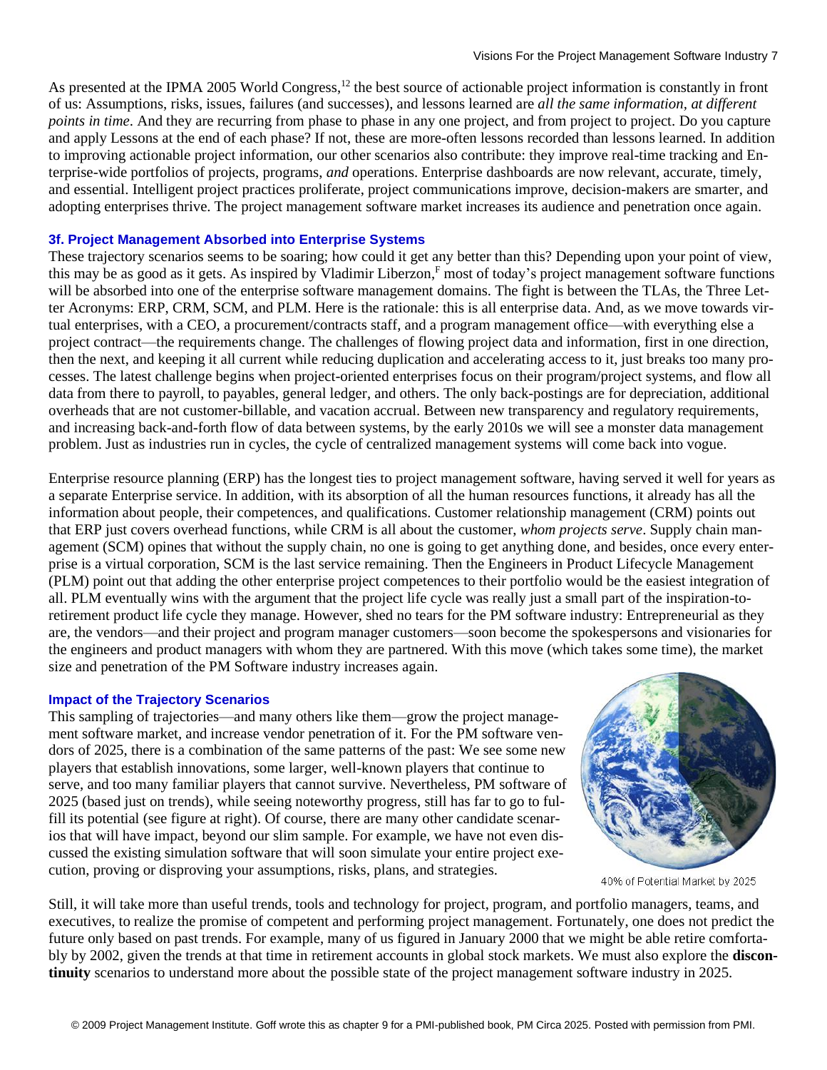As presented at the IPMA 2005 World Congress,[12] the best source of actionable project information is constantly in front of us: Assumptions, risks, issues, failures (and successes), and lessons learned are *all the same information, at different points in time*. And they are recurring from phase to phase in any one project, and from project to project. Do you capture and apply Lessons at the end of each phase? If not, these are more-often lessons recorded than lessons learned. In addition to improving actionable project information, our other scenarios also contribute: they improve real-time tracking and Enterprise-wide portfolios of projects, programs, *and* operations. Enterprise dashboards are now relevant, accurate, timely, and essential. Intelligent project practices proliferate, project communications improve, decision-makers are smarter, and adopting enterprises thrive. The project management software market increases its audience and penetration once again.

### 3f. Project Management Absorbed into Enterprise Systems

These trajectory scenarios seems to be soaring; how could it get any better than this? Depending upon your point of view, this may be as good as it gets. As inspired by Vladimir Liberzon,[F] most of today's project management software functions will be absorbed into one of the enterprise software management domains. The fight is between the TLAs, the Three Letter Acronyms: ERP, CRM, SCM, and PLM. Here is the rationale: this is all enterprise data. And, as we move towards virtual enterprises, with a CEO, a procurement/contracts staff, and a program management office—with everything else a project contract—the requirements change. The challenges of flowing project data and information, first in one direction, then the next, and keeping it all current while reducing duplication and accelerating access to it, just breaks too many processes. The latest challenge begins when project-oriented enterprises focus on their program/project systems, and flow all data from there to payroll, to payables, general ledger, and others. The only back-postings are for depreciation, additional overheads that are not customer-billable, and vacation accrual. Between new transparency and regulatory requirements, and increasing back-and-forth flow of data between systems, by the early 2010s we will see a monster data management problem. Just as industries run in cycles, the cycle of centralized management systems will come back into vogue.

Enterprise resource planning (ERP) has the longest ties to project management software, having served it well for years as a separate Enterprise service. In addition, with its absorption of all the human resources functions, it already has all the information about people, their competences, and qualifications. Customer relationship management (CRM) points out that ERP just covers overhead functions, while CRM is all about the customer, *whom projects serve*. Supply chain management (SCM) opines that without the supply chain, no one is going to get anything done, and besides, once every enterprise is a virtual corporation, SCM is the last service remaining. Then the Engineers in Product Lifecycle Management (PLM) point out that adding the other enterprise project competences to their portfolio would be the easiest integration of all. PLM eventually wins with the argument that the project life cycle was really just a small part of the inspiration-to-retirement product life cycle they manage. However, shed no tears for the PM software industry: Entrepreneurial as they are, the vendors—and their project and program manager customers—soon become the spokespersons and visionaries for the engineers and product managers with whom they are partnered. With this move (which takes some time), the market size and penetration of the PM Software industry increases again.

### Impact of the Trajectory Scenarios

This sampling of trajectories—and many others like them—grow the project management software market, and increase vendor penetration of it. For the PM software vendors of 2025, there is a combination of the same patterns of the past: We see some new players that establish innovations, some larger, well-known players that continue to serve, and too many familiar players that cannot survive. Nevertheless, PM software of 2025 (based just on trends), while seeing noteworthy progress, still has far to go to fulfill its potential (see figure at right). Of course, there are many other candidate scenarios that will have impact, beyond our slim sample. For example, we have not even discussed the existing simulation software that will soon simulate your entire project execution, proving or disproving your assumptions, risks, plans, and strategies.

40% of Potential Market by 2025

Still, it will take more than useful trends, tools and technology for project, program, and portfolio managers, teams, and executives, to realize the promise of competent and performing project management. Fortunately, one does not predict the future only based on past trends. For example, many of us figured in January 2000 that we might be able retire comfortably by 2002, given the trends at that time in retirement accounts in global stock markets. We must also explore the **discontinuity** scenarios to understand more about the possible state of the project management software industry in 2025.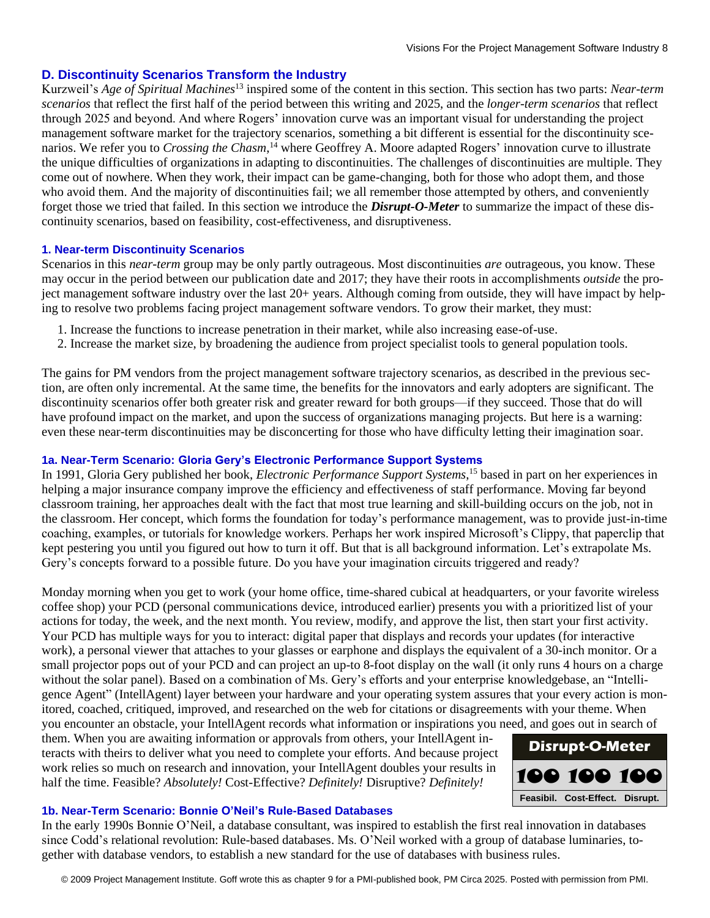## D. Discontinuity Scenarios Transform the Industry

Kurzweil's *Age of Spiritual Machines*[13] inspired some of the content in this section. This section has two parts: *Near-term scenarios* that reflect the first half of the period between this writing and 2025, and the *longer-term scenarios* that reflect through 2025 and beyond. And where Rogers' innovation curve was an important visual for understanding the project management software market for the trajectory scenarios, something a bit different is essential for the discontinuity scenarios. We refer you to *Crossing the Chasm*,[14] where Geoffrey A. Moore adapted Rogers' innovation curve to illustrate the unique difficulties of organizations in adapting to discontinuities. The challenges of discontinuities are multiple. They come out of nowhere. When they work, their impact can be game-changing, both for those who adopt them, and those who avoid them. And the majority of discontinuities fail; we all remember those attempted by others, and conveniently forget those we tried that failed. In this section we introduce the ***Disrupt-O-Meter*** to summarize the impact of these discontinuity scenarios, based on feasibility, cost-effectiveness, and disruptiveness.

### 1. Near-term Discontinuity Scenarios

Scenarios in this *near-term* group may be only partly outrageous. Most discontinuities *are* outrageous, you know. These may occur in the period between our publication date and 2017; they have their roots in accomplishments *outside* the project management software industry over the last 20+ years. Although coming from outside, they will have impact by helping to resolve two problems facing project management software vendors. To grow their market, they must:

1. Increase the functions to increase penetration in their market, while also increasing ease-of-use.
2. Increase the market size, by broadening the audience from project specialist tools to general population tools.

The gains for PM vendors from the project management software trajectory scenarios, as described in the previous section, are often only incremental. At the same time, the benefits for the innovators and early adopters are significant. The discontinuity scenarios offer both greater risk and greater reward for both groups—if they succeed. Those that do will have profound impact on the market, and upon the success of organizations managing projects. But here is a warning: even these near-term discontinuities may be disconcerting for those who have difficulty letting their imagination soar.

#### 1a. Near-Term Scenario: Gloria Gery's Electronic Performance Support Systems

In 1991, Gloria Gery published her book, *Electronic Performance Support Systems*,[15] based in part on her experiences in helping a major insurance company improve the efficiency and effectiveness of staff performance. Moving far beyond classroom training, her approaches dealt with the fact that most true learning and skill-building occurs on the job, not in the classroom. Her concept, which forms the foundation for today's performance management, was to provide just-in-time coaching, examples, or tutorials for knowledge workers. Perhaps her work inspired Microsoft's Clippy, that paperclip that kept pestering you until you figured out how to turn it off. But that is all background information. Let's extrapolate Ms. Gery's concepts forward to a possible future. Do you have your imagination circuits triggered and ready?

Monday morning when you get to work (your home office, time-shared cubical at headquarters, or your favorite wireless coffee shop) your PCD (personal communications device, introduced earlier) presents you with a prioritized list of your actions for today, the week, and the next month. You review, modify, and approve the list, then start your first activity. Your PCD has multiple ways for you to interact: digital paper that displays and records your updates (for interactive work), a personal viewer that attaches to your glasses or earphone and displays the equivalent of a 30-inch monitor. Or a small projector pops out of your PCD and can project an up-to 8-foot display on the wall (it only runs 4 hours on a charge without the solar panel). Based on a combination of Ms. Gery's efforts and your enterprise knowledgebase, an "Intelligence Agent" (IntellAgent) layer between your hardware and your operating system assures that your every action is monitored, coached, critiqued, improved, and researched on the web for citations or disagreements with your theme. When you encounter an obstacle, your IntellAgent records what information or inspirations you need, and goes out in search of them. When you are awaiting information or approvals from others, your IntellAgent interacts with theirs to deliver what you need to complete your efforts. And because project work relies so much on research and innovation, your IntellAgent doubles your results in half the time. Feasible? *Absolutely!* Cost-Effective? *Definitely!* Disruptive? *Definitely!*

| Disrupt-O-Meter | | |
|---|---|---|
| 100 | 100 | 100 |
| Feasibil. | Cost-Effect. | Disrupt. |

#### 1b. Near-Term Scenario: Bonnie O'Neil's Rule-Based Databases

In the early 1990s Bonnie O'Neil, a database consultant, was inspired to establish the first real innovation in databases since Codd's relational revolution: Rule-based databases. Ms. O'Neil worked with a group of database luminaries, together with database vendors, to establish a new standard for the use of databases with business rules.

© 2009 Project Management Institute. Goff wrote this as chapter 9 for a PMI-published book, PM Circa 2025. Posted with permission from PMI.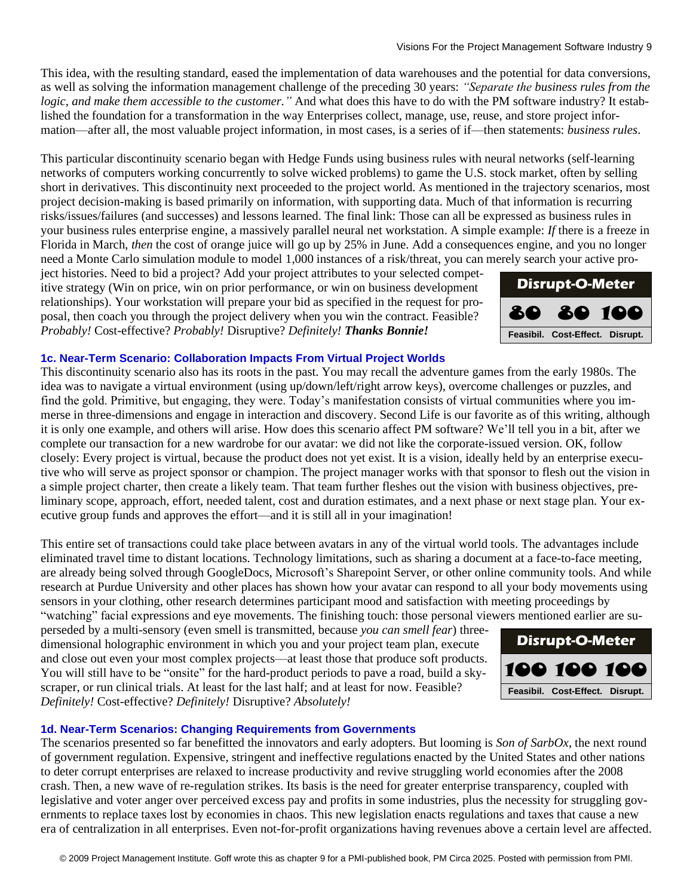This idea, with the resulting standard, eased the implementation of data warehouses and the potential for data conversions, as well as solving the information management challenge of the preceding 30 years: *"Separate the business rules from the logic, and make them accessible to the customer."* And what does this have to do with the PM software industry? It established the foundation for a transformation in the way Enterprises collect, manage, use, reuse, and store project information—after all, the most valuable project information, in most cases, is a series of if—then statements: *business rules*.

This particular discontinuity scenario began with Hedge Funds using business rules with neural networks (self-learning networks of computers working concurrently to solve wicked problems) to game the U.S. stock market, often by selling short in derivatives. This discontinuity next proceeded to the project world. As mentioned in the trajectory scenarios, most project decision-making is based primarily on information, with supporting data. Much of that information is recurring risks/issues/failures (and successes) and lessons learned. The final link: Those can all be expressed as business rules in your business rules enterprise engine, a massively parallel neural net workstation. A simple example: *If* there is a freeze in Florida in March, *then* the cost of orange juice will go up by 25% in June. Add a consequences engine, and you no longer need a Monte Carlo simulation module to model 1,000 instances of a risk/threat, you can merely search your active project histories. Need to bid a project? Add your project attributes to your selected competitive strategy (Win on price, win on prior performance, or win on business development relationships). Your workstation will prepare your bid as specified in the request for proposal, then coach you through the project delivery when you win the contract. Feasible? *Probably!* Cost-effective? *Probably!* Disruptive? *Definitely!* ***Thanks Bonnie!***

| Disrupt-O-Meter | | |
|---|---|---|
| 80 | 80 | 100 |
| Feasibil. | Cost-Effect. | Disrupt. |

### 1c. Near-Term Scenario: Collaboration Impacts From Virtual Project Worlds

This discontinuity scenario also has its roots in the past. You may recall the adventure games from the early 1980s. The idea was to navigate a virtual environment (using up/down/left/right arrow keys), overcome challenges or puzzles, and find the gold. Primitive, but engaging, they were. Today's manifestation consists of virtual communities where you immerse in three-dimensions and engage in interaction and discovery. Second Life is our favorite as of this writing, although it is only one example, and others will arise. How does this scenario affect PM software? We'll tell you in a bit, after we complete our transaction for a new wardrobe for our avatar: we did not like the corporate-issued version. OK, follow closely: Every project is virtual, because the product does not yet exist. It is a vision, ideally held by an enterprise executive who will serve as project sponsor or champion. The project manager works with that sponsor to flesh out the vision in a simple project charter, then create a likely team. That team further fleshes out the vision with business objectives, preliminary scope, approach, effort, needed talent, cost and duration estimates, and a next phase or next stage plan. Your executive group funds and approves the effort—and it is still all in your imagination!

This entire set of transactions could take place between avatars in any of the virtual world tools. The advantages include eliminated travel time to distant locations. Technology limitations, such as sharing a document at a face-to-face meeting, are already being solved through GoogleDocs, Microsoft's Sharepoint Server, or other online community tools. And while research at Purdue University and other places has shown how your avatar can respond to all your body movements using sensors in your clothing, other research determines participant mood and satisfaction with meeting proceedings by "watching" facial expressions and eye movements. The finishing touch: those personal viewers mentioned earlier are superseded by a multi-sensory (even smell is transmitted, because *you can smell fear*) three-dimensional holographic environment in which you and your project team plan, execute and close out even your most complex projects—at least those that produce soft products. You will still have to be "onsite" for the hard-product periods to pave a road, build a skyscraper, or run clinical trials. At least for the last half; and at least for now. Feasible? *Definitely!* Cost-effective? *Definitely!* Disruptive? *Absolutely!*

| Disrupt-O-Meter | | |
|---|---|---|
| 100 | 100 | 100 |
| Feasibil. | Cost-Effect. | Disrupt. |

### 1d. Near-Term Scenarios: Changing Requirements from Governments

The scenarios presented so far benefitted the innovators and early adopters. But looming is *Son of SarbOx*, the next round of government regulation. Expensive, stringent and ineffective regulations enacted by the United States and other nations to deter corrupt enterprises are relaxed to increase productivity and revive struggling world economies after the 2008 crash. Then, a new wave of re-regulation strikes. Its basis is the need for greater enterprise transparency, coupled with legislative and voter anger over perceived excess pay and profits in some industries, plus the necessity for struggling governments to replace taxes lost by economies in chaos. This new legislation enacts regulations and taxes that cause a new era of centralization in all enterprises. Even not-for-profit organizations having revenues above a certain level are affected.

© 2009 Project Management Institute. Goff wrote this as chapter 9 for a PMI-published book, PM Circa 2025. Posted with permission from PMI.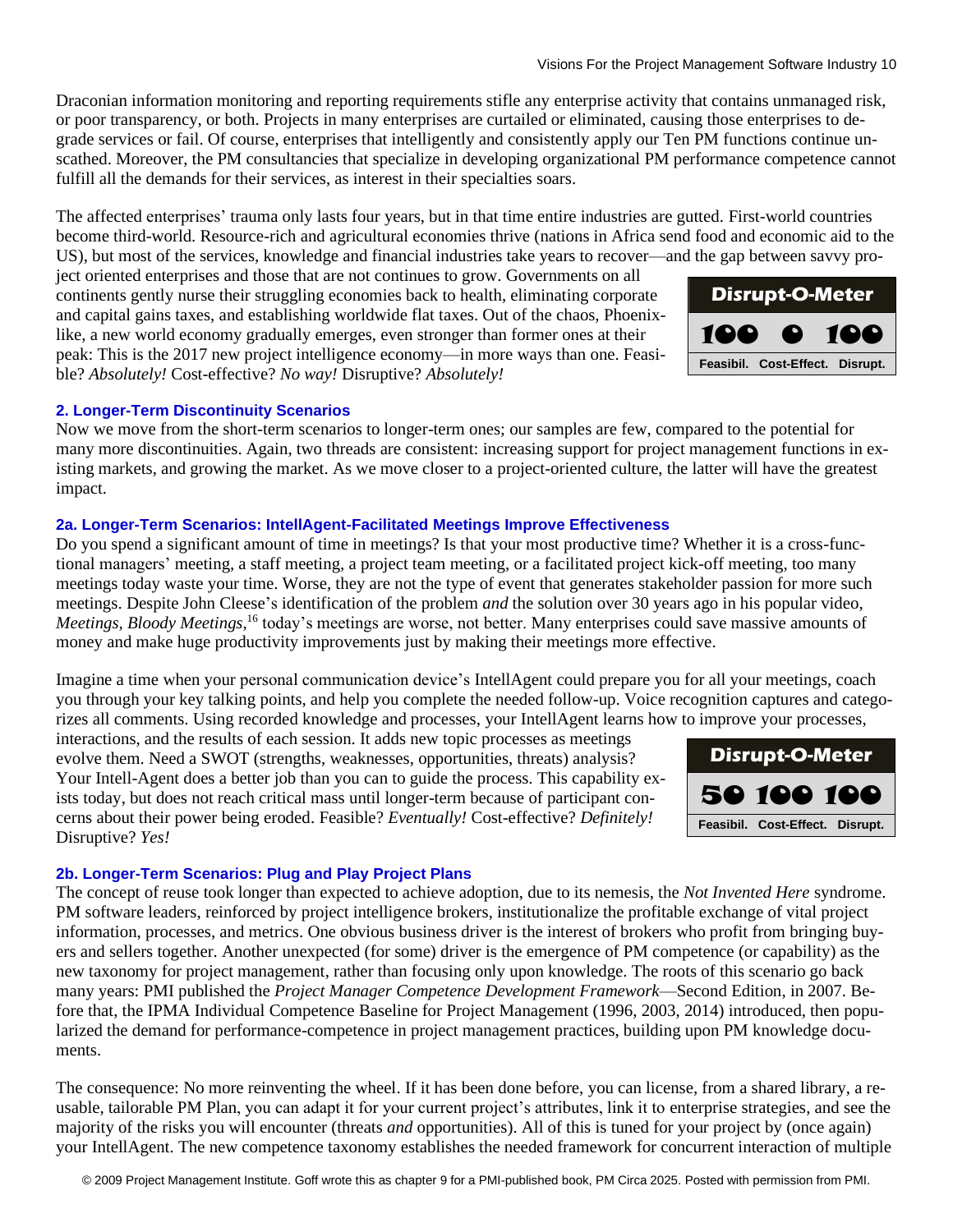Draconian information monitoring and reporting requirements stifle any enterprise activity that contains unmanaged risk, or poor transparency, or both. Projects in many enterprises are curtailed or eliminated, causing those enterprises to degrade services or fail. Of course, enterprises that intelligently and consistently apply our Ten PM functions continue unscathed. Moreover, the PM consultancies that specialize in developing organizational PM performance competence cannot fulfill all the demands for their services, as interest in their specialties soars.

The affected enterprises' trauma only lasts four years, but in that time entire industries are gutted. First-world countries become third-world. Resource-rich and agricultural economies thrive (nations in Africa send food and economic aid to the US), but most of the services, knowledge and financial industries take years to recover—and the gap between savvy project oriented enterprises and those that are not continues to grow. Governments on all continents gently nurse their struggling economies back to health, eliminating corporate and capital gains taxes, and establishing worldwide flat taxes. Out of the chaos, Phoenix-like, a new world economy gradually emerges, even stronger than former ones at their peak: This is the 2017 new project intelligence economy—in more ways than one. Feasible? *Absolutely!* Cost-effective? *No way!* Disruptive? *Absolutely!*

| Disrupt-O-Meter | | |
|---|---|---|
| 100 | 0 | 100 |
| Feasibil. | Cost-Effect. | Disrupt. |

### 2. Longer-Term Discontinuity Scenarios

Now we move from the short-term scenarios to longer-term ones; our samples are few, compared to the potential for many more discontinuities. Again, two threads are consistent: increasing support for project management functions in existing markets, and growing the market. As we move closer to a project-oriented culture, the latter will have the greatest impact.

#### 2a. Longer-Term Scenarios: IntellAgent-Facilitated Meetings Improve Effectiveness

Do you spend a significant amount of time in meetings? Is that your most productive time? Whether it is a cross-functional managers' meeting, a staff meeting, a project team meeting, or a facilitated project kick-off meeting, too many meetings today waste your time. Worse, they are not the type of event that generates stakeholder passion for more such meetings. Despite John Cleese's identification of the problem *and* the solution over 30 years ago in his popular video, *Meetings, Bloody Meetings*,[16] today's meetings are worse, not better. Many enterprises could save massive amounts of money and make huge productivity improvements just by making their meetings more effective.

Imagine a time when your personal communication device's IntellAgent could prepare you for all your meetings, coach you through your key talking points, and help you complete the needed follow-up. Voice recognition captures and categorizes all comments. Using recorded knowledge and processes, your IntellAgent learns how to improve your processes, interactions, and the results of each session. It adds new topic processes as meetings evolve them. Need a SWOT (strengths, weaknesses, opportunities, threats) analysis? Your Intell-Agent does a better job than you can to guide the process. This capability exists today, but does not reach critical mass until longer-term because of participant concerns about their power being eroded. Feasible? *Eventually!* Cost-effective? *Definitely!* Disruptive? *Yes!*

| Disrupt-O-Meter | | |
|---|---|---|
| 50 | 100 | 100 |
| Feasibil. | Cost-Effect. | Disrupt. |

#### 2b. Longer-Term Scenarios: Plug and Play Project Plans

The concept of reuse took longer than expected to achieve adoption, due to its nemesis, the *Not Invented Here* syndrome. PM software leaders, reinforced by project intelligence brokers, institutionalize the profitable exchange of vital project information, processes, and metrics. One obvious business driver is the interest of brokers who profit from bringing buyers and sellers together. Another unexpected (for some) driver is the emergence of PM competence (or capability) as the new taxonomy for project management, rather than focusing only upon knowledge. The roots of this scenario go back many years: PMI published the *Project Manager Competence Development Framework*—Second Edition, in 2007. Before that, the IPMA Individual Competence Baseline for Project Management (1996, 2003, 2014) introduced, then popularized the demand for performance-competence in project management practices, building upon PM knowledge documents.

The consequence: No more reinventing the wheel. If it has been done before, you can license, from a shared library, a reusable, tailorable PM Plan, you can adapt it for your current project's attributes, link it to enterprise strategies, and see the majority of the risks you will encounter (threats *and* opportunities). All of this is tuned for your project by (once again) your IntellAgent. The new competence taxonomy establishes the needed framework for concurrent interaction of multiple

© 2009 Project Management Institute. Goff wrote this as chapter 9 for a PMI-published book, PM Circa 2025. Posted with permission from PMI.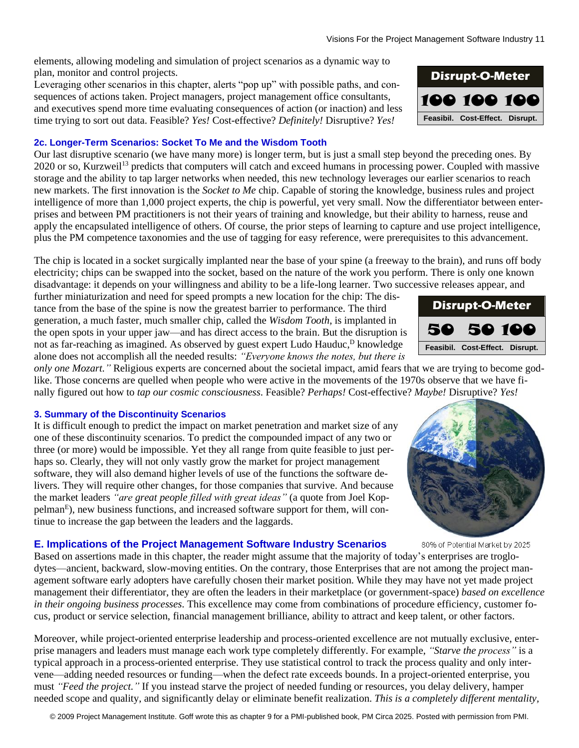elements, allowing modeling and simulation of project scenarios as a dynamic way to plan, monitor and control projects.

Leveraging other scenarios in this chapter, alerts "pop up" with possible paths, and consequences of actions taken. Project managers, project management office consultants, and executives spend more time evaluating consequences of action (or inaction) and less time trying to sort out data. Feasible? *Yes!* Cost-effective? *Definitely!* Disruptive? *Yes!*

| Disrupt-O-Meter | | |
|---|---|---|
| 100 | 100 | 100 |
| Feasibil. | Cost-Effect. | Disrupt. |

### 2c. Longer-Term Scenarios: Socket To Me and the Wisdom Tooth

Our last disruptive scenario (we have many more) is longer term, but is just a small step beyond the preceding ones. By 2020 or so, Kurzweil[13] predicts that computers will catch and exceed humans in processing power. Coupled with massive storage and the ability to tap larger networks when needed, this new technology leverages our earlier scenarios to reach new markets. The first innovation is the *Socket to Me* chip. Capable of storing the knowledge, business rules and project intelligence of more than 1,000 project experts, the chip is powerful, yet very small. Now the differentiator between enterprises and between PM practitioners is not their years of training and knowledge, but their ability to harness, reuse and apply the encapsulated intelligence of others. Of course, the prior steps of learning to capture and use project intelligence, plus the PM competence taxonomies and the use of tagging for easy reference, were prerequisites to this advancement.

The chip is located in a socket surgically implanted near the base of your spine (a freeway to the brain), and runs off body electricity; chips can be swapped into the socket, based on the nature of the work you perform. There is only one known disadvantage: it depends on your willingness and ability to be a life-long learner. Two successive releases appear, and further miniaturization and need for speed prompts a new location for the chip: The distance from the base of the spine is now the greatest barrier to performance. The third generation, a much faster, much smaller chip, called the *Wisdom Tooth*, is implanted in the open spots in your upper jaw—and has direct access to the brain. But the disruption is not as far-reaching as imagined. As observed by guest expert Ludo Hauduc,[D] knowledge alone does not accomplish all the needed results: *"Everyone knows the notes, but there is only one Mozart."* Religious experts are concerned about the societal impact, amid fears that we are trying to become god-like. Those concerns are quelled when people who were active in the movements of the 1970s observe that we have finally figured out how to *tap our cosmic consciousness*. Feasible? *Perhaps!* Cost-effective? *Maybe!* Disruptive? *Yes!*

| Disrupt-O-Meter | | |
|---|---|---|
| 50 | 50 | 100 |
| Feasibil. | Cost-Effect. | Disrupt. |

### 3. Summary of the Discontinuity Scenarios

It is difficult enough to predict the impact on market penetration and market size of any one of these discontinuity scenarios. To predict the compounded impact of any two or three (or more) would be impossible. Yet they all range from quite feasible to just perhaps so. Clearly, they will not only vastly grow the market for project management software, they will also demand higher levels of use of the functions the software delivers. They will require other changes, for those companies that survive. And because the market leaders *"are great people filled with great ideas"* (a quote from Joel Koppelman[E]), new business functions, and increased software support for them, will continue to increase the gap between the leaders and the laggards.

80% of Potential Market by 2025

## E. Implications of the Project Management Software Industry Scenarios

Based on assertions made in this chapter, the reader might assume that the majority of today's enterprises are troglodytes—ancient, backward, slow-moving entities. On the contrary, those Enterprises that are not among the project management software early adopters have carefully chosen their market position. While they may have not yet made project management their differentiator, they are often the leaders in their marketplace (or government-space) *based on excellence in their ongoing business processes*. This excellence may come from combinations of procedure efficiency, customer focus, product or service selection, financial management brilliance, ability to attract and keep talent, or other factors.

Moreover, while project-oriented enterprise leadership and process-oriented excellence are not mutually exclusive, enterprise managers and leaders must manage each work type completely differently. For example, *"Starve the process"* is a typical approach in a process-oriented enterprise. They use statistical control to track the process quality and only intervene—adding needed resources or funding—when the defect rate exceeds bounds. In a project-oriented enterprise, you must *"Feed the project."* If you instead starve the project of needed funding or resources, you delay delivery, hamper needed scope and quality, and significantly delay or eliminate benefit realization. *This is a completely different mentality,*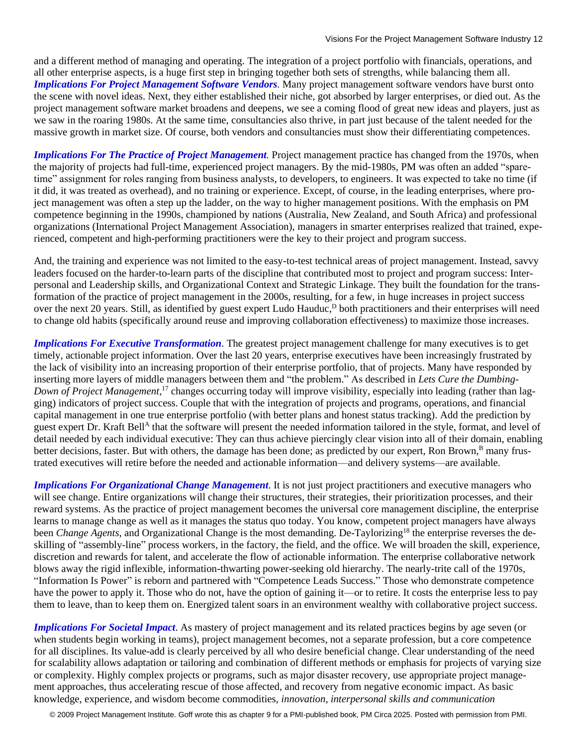and a different method of managing and operating. The integration of a project portfolio with financials, operations, and all other enterprise aspects, is a huge first step in bringing together both sets of strengths, while balancing them all.
***Implications For Project Management Software Vendors***. Many project management software vendors have burst onto the scene with novel ideas. Next, they either established their niche, got absorbed by larger enterprises, or died out. As the project management software market broadens and deepens, we see a coming flood of great new ideas and players, just as we saw in the roaring 1980s. At the same time, consultancies also thrive, in part just because of the talent needed for the massive growth in market size. Of course, both vendors and consultancies must show their differentiating competences.

***Implications For The Practice of Project Management***. Project management practice has changed from the 1970s, when the majority of projects had full-time, experienced project managers. By the mid-1980s, PM was often an added "spare-time" assignment for roles ranging from business analysts, to developers, to engineers. It was expected to take no time (if it did, it was treated as overhead), and no training or experience. Except, of course, in the leading enterprises, where project management was often a step up the ladder, on the way to higher management positions. With the emphasis on PM competence beginning in the 1990s, championed by nations (Australia, New Zealand, and South Africa) and professional organizations (International Project Management Association), managers in smarter enterprises realized that trained, experienced, competent and high-performing practitioners were the key to their project and program success.

And, the training and experience was not limited to the easy-to-test technical areas of project management. Instead, savvy leaders focused on the harder-to-learn parts of the discipline that contributed most to project and program success: Interpersonal and Leadership skills, and Organizational Context and Strategic Linkage. They built the foundation for the transformation of the practice of project management in the 2000s, resulting, for a few, in huge increases in project success over the next 20 years. Still, as identified by guest expert Ludo Hauduc,[D] both practitioners and their enterprises will need to change old habits (specifically around reuse and improving collaboration effectiveness) to maximize those increases.

***Implications For Executive Transformation***. The greatest project management challenge for many executives is to get timely, actionable project information. Over the last 20 years, enterprise executives have been increasingly frustrated by the lack of visibility into an increasing proportion of their enterprise portfolio, that of projects. Many have responded by inserting more layers of middle managers between them and "the problem." As described in *Lets Cure the Dumbing-Down of Project Management*,[17] changes occurring today will improve visibility, especially into leading (rather than lagging) indicators of project success. Couple that with the integration of projects and programs, operations, and financial capital management in one true enterprise portfolio (with better plans and honest status tracking). Add the prediction by guest expert Dr. Kraft Bell[A] that the software will present the needed information tailored in the style, format, and level of detail needed by each individual executive: They can thus achieve piercingly clear vision into all of their domain, enabling better decisions, faster. But with others, the damage has been done; as predicted by our expert, Ron Brown,[B] many frustrated executives will retire before the needed and actionable information—and delivery systems—are available.

***Implications For Organizational Change Management***. It is not just project practitioners and executive managers who will see change. Entire organizations will change their structures, their strategies, their prioritization processes, and their reward systems. As the practice of project management becomes the universal core management discipline, the enterprise learns to manage change as well as it manages the status quo today. You know, competent project managers have always been *Change Agents*, and Organizational Change is the most demanding. De-Taylorizing[18] the enterprise reverses the de-skilling of "assembly-line" process workers, in the factory, the field, and the office. We will broaden the skill, experience, discretion and rewards for talent, and accelerate the flow of actionable information. The enterprise collaborative network blows away the rigid inflexible, information-thwarting power-seeking old hierarchy. The nearly-trite call of the 1970s, "Information Is Power" is reborn and partnered with "Competence Leads Success." Those who demonstrate competence have the power to apply it. Those who do not, have the option of gaining it—or to retire. It costs the enterprise less to pay them to leave, than to keep them on. Energized talent soars in an environment wealthy with collaborative project success.

***Implications For Societal Impact***. As mastery of project management and its related practices begins by age seven (or when students begin working in teams), project management becomes, not a separate profession, but a core competence for all disciplines. Its value-add is clearly perceived by all who desire beneficial change. Clear understanding of the need for scalability allows adaptation or tailoring and combination of different methods or emphasis for projects of varying size or complexity. Highly complex projects or programs, such as major disaster recovery, use appropriate project management approaches, thus accelerating rescue of those affected, and recovery from negative economic impact. As basic knowledge, experience, and wisdom become commodities, *innovation, interpersonal skills and communication*

© 2009 Project Management Institute. Goff wrote this as chapter 9 for a PMI-published book, PM Circa 2025. Posted with permission from PMI.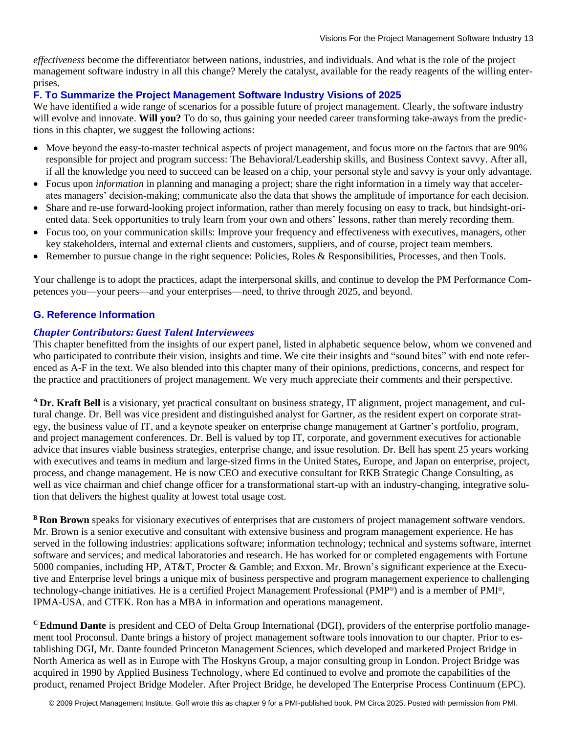*effectiveness* become the differentiator between nations, industries, and individuals. And what is the role of the project management software industry in all this change? Merely the catalyst, available for the ready reagents of the willing enterprises.

## F. To Summarize the Project Management Software Industry Visions of 2025

We have identified a wide range of scenarios for a possible future of project management. Clearly, the software industry will evolve and innovate. **Will you?** To do so, thus gaining your needed career transforming take-aways from the predictions in this chapter, we suggest the following actions:

- Move beyond the easy-to-master technical aspects of project management, and focus more on the factors that are 90% responsible for project and program success: The Behavioral/Leadership skills, and Business Context savvy. After all, if all the knowledge you need to succeed can be leased on a chip, your personal style and savvy is your only advantage.
- Focus upon *information* in planning and managing a project; share the right information in a timely way that accelerates managers' decision-making; communicate also the data that shows the amplitude of importance for each decision.
- Share and re-use forward-looking project information, rather than merely focusing on easy to track, but hindsight-oriented data. Seek opportunities to truly learn from your own and others' lessons, rather than merely recording them.
- Focus too, on your communication skills: Improve your frequency and effectiveness with executives, managers, other key stakeholders, internal and external clients and customers, suppliers, and of course, project team members.
- Remember to pursue change in the right sequence: Policies, Roles & Responsibilities, Processes, and then Tools.

Your challenge is to adopt the practices, adapt the interpersonal skills, and continue to develop the PM Performance Competences you—your peers—and your enterprises—need, to thrive through 2025, and beyond.

## G. Reference Information

### *Chapter Contributors: Guest Talent Interviewees*

This chapter benefitted from the insights of our expert panel, listed in alphabetic sequence below, whom we convened and who participated to contribute their vision, insights and time. We cite their insights and "sound bites" with end note referenced as A-F in the text. We also blended into this chapter many of their opinions, predictions, concerns, and respect for the practice and practitioners of project management. We very much appreciate their comments and their perspective.

[A] **Dr. Kraft Bell** is a visionary, yet practical consultant on business strategy, IT alignment, project management, and cultural change. Dr. Bell was vice president and distinguished analyst for Gartner, as the resident expert on corporate strategy, the business value of IT, and a keynote speaker on enterprise change management at Gartner's portfolio, program, and project management conferences. Dr. Bell is valued by top IT, corporate, and government executives for actionable advice that insures viable business strategies, enterprise change, and issue resolution. Dr. Bell has spent 25 years working with executives and teams in medium and large-sized firms in the United States, Europe, and Japan on enterprise, project, process, and change management. He is now CEO and executive consultant for RKB Strategic Change Consulting, as well as vice chairman and chief change officer for a transformational start-up with an industry-changing, integrative solution that delivers the highest quality at lowest total usage cost.

[B] **Ron Brown** speaks for visionary executives of enterprises that are customers of project management software vendors. Mr. Brown is a senior executive and consultant with extensive business and program management experience. He has served in the following industries: applications software; information technology; technical and systems software, internet software and services; and medical laboratories and research. He has worked for or completed engagements with Fortune 5000 companies, including HP, AT&T, Procter & Gamble; and Exxon. Mr. Brown's significant experience at the Executive and Enterprise level brings a unique mix of business perspective and program management experience to challenging technology-change initiatives. He is a certified Project Management Professional (PMP®) and is a member of PMI®, IPMA-USA, and CTEK. Ron has a MBA in information and operations management.

[C] **Edmund Dante** is president and CEO of Delta Group International (DGI), providers of the enterprise portfolio management tool Proconsul. Dante brings a history of project management software tools innovation to our chapter. Prior to establishing DGI, Mr. Dante founded Princeton Management Sciences, which developed and marketed Project Bridge in North America as well as in Europe with The Hoskyns Group, a major consulting group in London. Project Bridge was acquired in 1990 by Applied Business Technology, where Ed continued to evolve and promote the capabilities of the product, renamed Project Bridge Modeler. After Project Bridge, he developed The Enterprise Process Continuum (EPC).

© 2009 Project Management Institute. Goff wrote this as chapter 9 for a PMI-published book, PM Circa 2025. Posted with permission from PMI.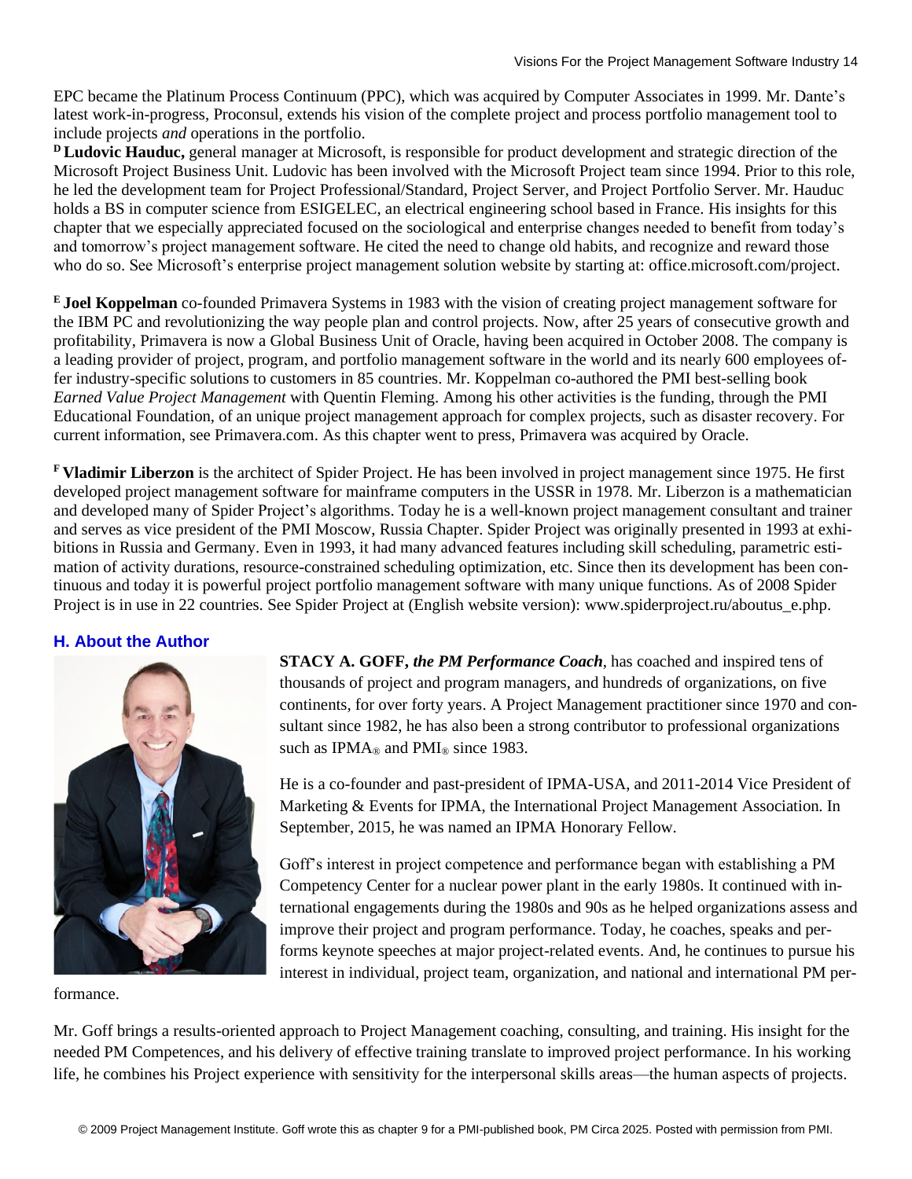EPC became the Platinum Process Continuum (PPC), which was acquired by Computer Associates in 1999. Mr. Dante's latest work-in-progress, Proconsul, extends his vision of the complete project and process portfolio management tool to include projects *and* operations in the portfolio.

[D] **Ludovic Hauduc,** general manager at Microsoft, is responsible for product development and strategic direction of the Microsoft Project Business Unit. Ludovic has been involved with the Microsoft Project team since 1994. Prior to this role, he led the development team for Project Professional/Standard, Project Server, and Project Portfolio Server. Mr. Hauduc holds a BS in computer science from ESIGELEC, an electrical engineering school based in France. His insights for this chapter that we especially appreciated focused on the sociological and enterprise changes needed to benefit from today's and tomorrow's project management software. He cited the need to change old habits, and recognize and reward those who do so. See Microsoft's enterprise project management solution website by starting at: office.microsoft.com/project.

[E] **Joel Koppelman** co-founded Primavera Systems in 1983 with the vision of creating project management software for the IBM PC and revolutionizing the way people plan and control projects. Now, after 25 years of consecutive growth and profitability, Primavera is now a Global Business Unit of Oracle, having been acquired in October 2008. The company is a leading provider of project, program, and portfolio management software in the world and its nearly 600 employees offer industry-specific solutions to customers in 85 countries. Mr. Koppelman co-authored the PMI best-selling book *Earned Value Project Management* with Quentin Fleming. Among his other activities is the funding, through the PMI Educational Foundation, of an unique project management approach for complex projects, such as disaster recovery. For current information, see Primavera.com. As this chapter went to press, Primavera was acquired by Oracle.

[F] **Vladimir Liberzon** is the architect of Spider Project. He has been involved in project management since 1975. He first developed project management software for mainframe computers in the USSR in 1978. Mr. Liberzon is a mathematician and developed many of Spider Project's algorithms. Today he is a well-known project management consultant and trainer and serves as vice president of the PMI Moscow, Russia Chapter. Spider Project was originally presented in 1993 at exhibitions in Russia and Germany. Even in 1993, it had many advanced features including skill scheduling, parametric estimation of activity durations, resource-constrained scheduling optimization, etc. Since then its development has been continuous and today it is powerful project portfolio management software with many unique functions. As of 2008 Spider Project is in use in 22 countries. See Spider Project at (English website version): www.spiderproject.ru/aboutus_e.php.

## H. About the Author

**STACY A. GOFF,** ***the PM Performance Coach***, has coached and inspired tens of thousands of project and program managers, and hundreds of organizations, on five continents, for over forty years. A Project Management practitioner since 1970 and consultant since 1982, he has also been a strong contributor to professional organizations such as IPMA® and PMI® since 1983.

He is a co-founder and past-president of IPMA-USA, and 2011-2014 Vice President of Marketing & Events for IPMA, the International Project Management Association. In September, 2015, he was named an IPMA Honorary Fellow.

Goff's interest in project competence and performance began with establishing a PM Competency Center for a nuclear power plant in the early 1980s. It continued with international engagements during the 1980s and 90s as he helped organizations assess and improve their project and program performance. Today, he coaches, speaks and performs keynote speeches at major project-related events. And, he continues to pursue his interest in individual, project team, organization, and national and international PM performance.

Mr. Goff brings a results-oriented approach to Project Management coaching, consulting, and training. His insight for the needed PM Competences, and his delivery of effective training translate to improved project performance. In his working life, he combines his Project experience with sensitivity for the interpersonal skills areas—the human aspects of projects.

© 2009 Project Management Institute. Goff wrote this as chapter 9 for a PMI-published book, PM Circa 2025. Posted with permission from PMI.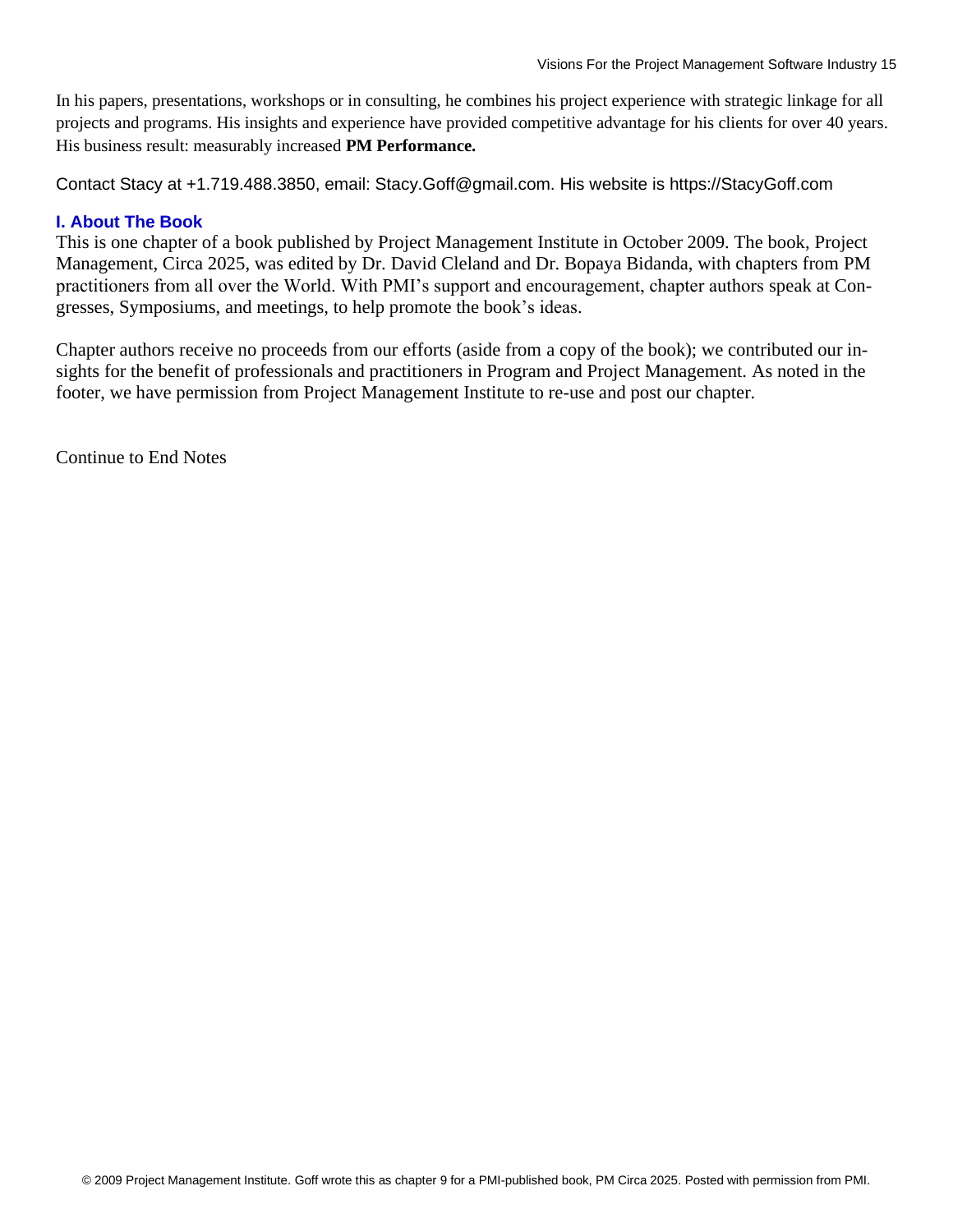In his papers, presentations, workshops or in consulting, he combines his project experience with strategic linkage for all projects and programs. His insights and experience have provided competitive advantage for his clients for over 40 years. His business result: measurably increased **PM Performance.**

Contact Stacy at +1.719.488.3850, email: Stacy.Goff@gmail.com. His website is https://StacyGoff.com

### I. About The Book

This is one chapter of a book published by Project Management Institute in October 2009. The book, Project Management, Circa 2025, was edited by Dr. David Cleland and Dr. Bopaya Bidanda, with chapters from PM practitioners from all over the World. With PMI's support and encouragement, chapter authors speak at Congresses, Symposiums, and meetings, to help promote the book's ideas.

Chapter authors receive no proceeds from our efforts (aside from a copy of the book); we contributed our insights for the benefit of professionals and practitioners in Program and Project Management. As noted in the footer, we have permission from Project Management Institute to re-use and post our chapter.

Continue to End Notes

© 2009 Project Management Institute. Goff wrote this as chapter 9 for a PMI-published book, PM Circa 2025. Posted with permission from PMI.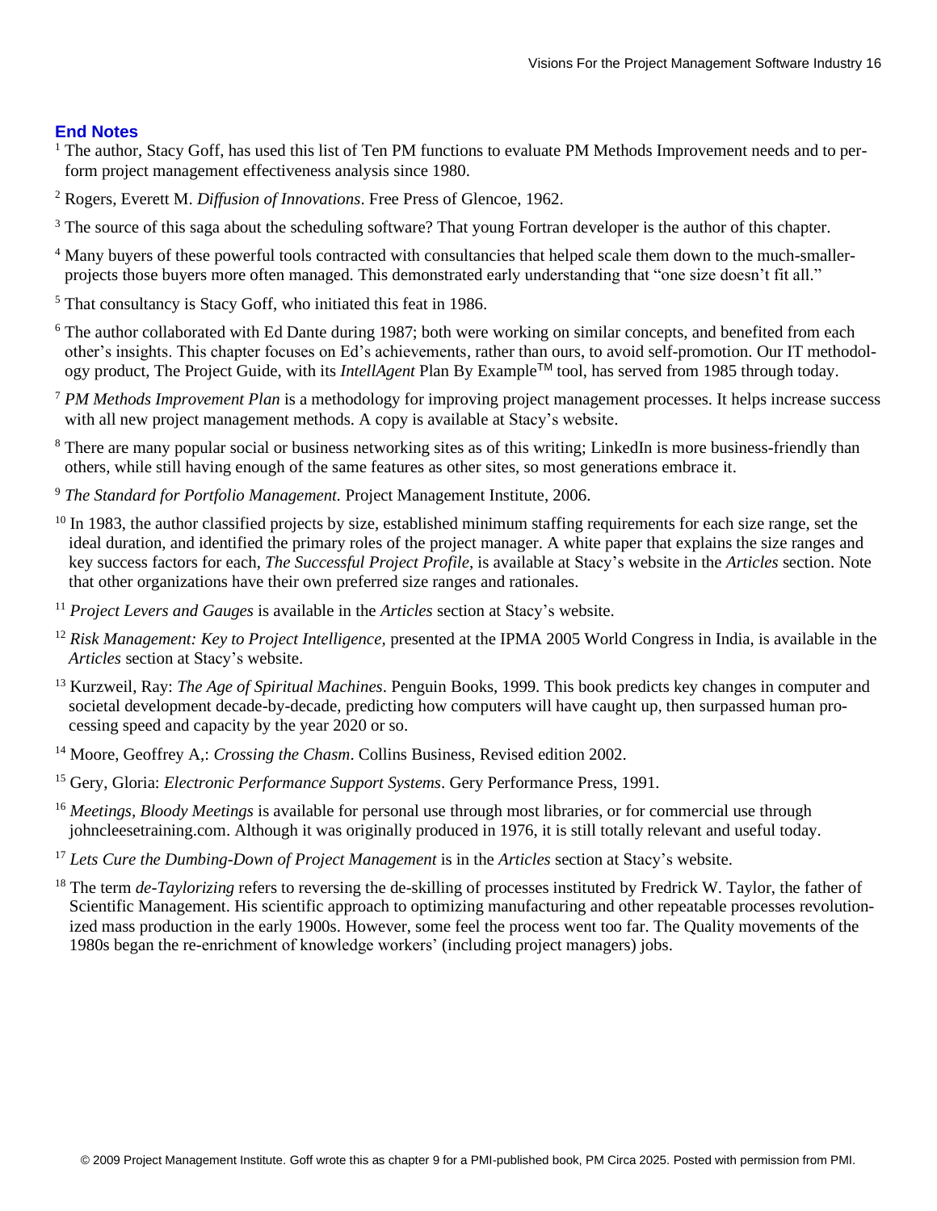## End Notes

[1] The author, Stacy Goff, has used this list of Ten PM functions to evaluate PM Methods Improvement needs and to perform project management effectiveness analysis since 1980.

[2] Rogers, Everett M. *Diffusion of Innovations*. Free Press of Glencoe, 1962.

[3] The source of this saga about the scheduling software? That young Fortran developer is the author of this chapter.

[4] Many buyers of these powerful tools contracted with consultancies that helped scale them down to the much-smaller-projects those buyers more often managed. This demonstrated early understanding that "one size doesn't fit all."

[5] That consultancy is Stacy Goff, who initiated this feat in 1986.

[6] The author collaborated with Ed Dante during 1987; both were working on similar concepts, and benefited from each other's insights. This chapter focuses on Ed's achievements, rather than ours, to avoid self-promotion. Our IT methodology product, The Project Guide, with its *IntellAgent* Plan By Example™ tool, has served from 1985 through today.

[7] *PM Methods Improvement Plan* is a methodology for improving project management processes. It helps increase success with all new project management methods. A copy is available at Stacy's website.

[8] There are many popular social or business networking sites as of this writing; LinkedIn is more business-friendly than others, while still having enough of the same features as other sites, so most generations embrace it.

[9] *The Standard for Portfolio Management.* Project Management Institute, 2006.

[10] In 1983, the author classified projects by size, established minimum staffing requirements for each size range, set the ideal duration, and identified the primary roles of the project manager. A white paper that explains the size ranges and key success factors for each, *The Successful Project Profile*, is available at Stacy's website in the *Articles* section. Note that other organizations have their own preferred size ranges and rationales.

[11] *Project Levers and Gauges* is available in the *Articles* section at Stacy's website.

[12] *Risk Management: Key to Project Intelligence,* presented at the IPMA 2005 World Congress in India, is available in the *Articles* section at Stacy's website.

[13] Kurzweil, Ray: *The Age of Spiritual Machines*. Penguin Books, 1999. This book predicts key changes in computer and societal development decade-by-decade, predicting how computers will have caught up, then surpassed human processing speed and capacity by the year 2020 or so.

[14] Moore, Geoffrey A,: *Crossing the Chasm*. Collins Business, Revised edition 2002.

[15] Gery, Gloria: *Electronic Performance Support Systems*. Gery Performance Press, 1991.

[16] *Meetings, Bloody Meetings* is available for personal use through most libraries, or for commercial use through johncleesetraining.com. Although it was originally produced in 1976, it is still totally relevant and useful today.

[17] *Lets Cure the Dumbing-Down of Project Management* is in the *Articles* section at Stacy's website.

[18] The term *de-Taylorizing* refers to reversing the de-skilling of processes instituted by Fredrick W. Taylor, the father of Scientific Management. His scientific approach to optimizing manufacturing and other repeatable processes revolutionized mass production in the early 1900s. However, some feel the process went too far. The Quality movements of the 1980s began the re-enrichment of knowledge workers' (including project managers) jobs.

© 2009 Project Management Institute. Goff wrote this as chapter 9 for a PMI-published book, PM Circa 2025. Posted with permission from PMI.